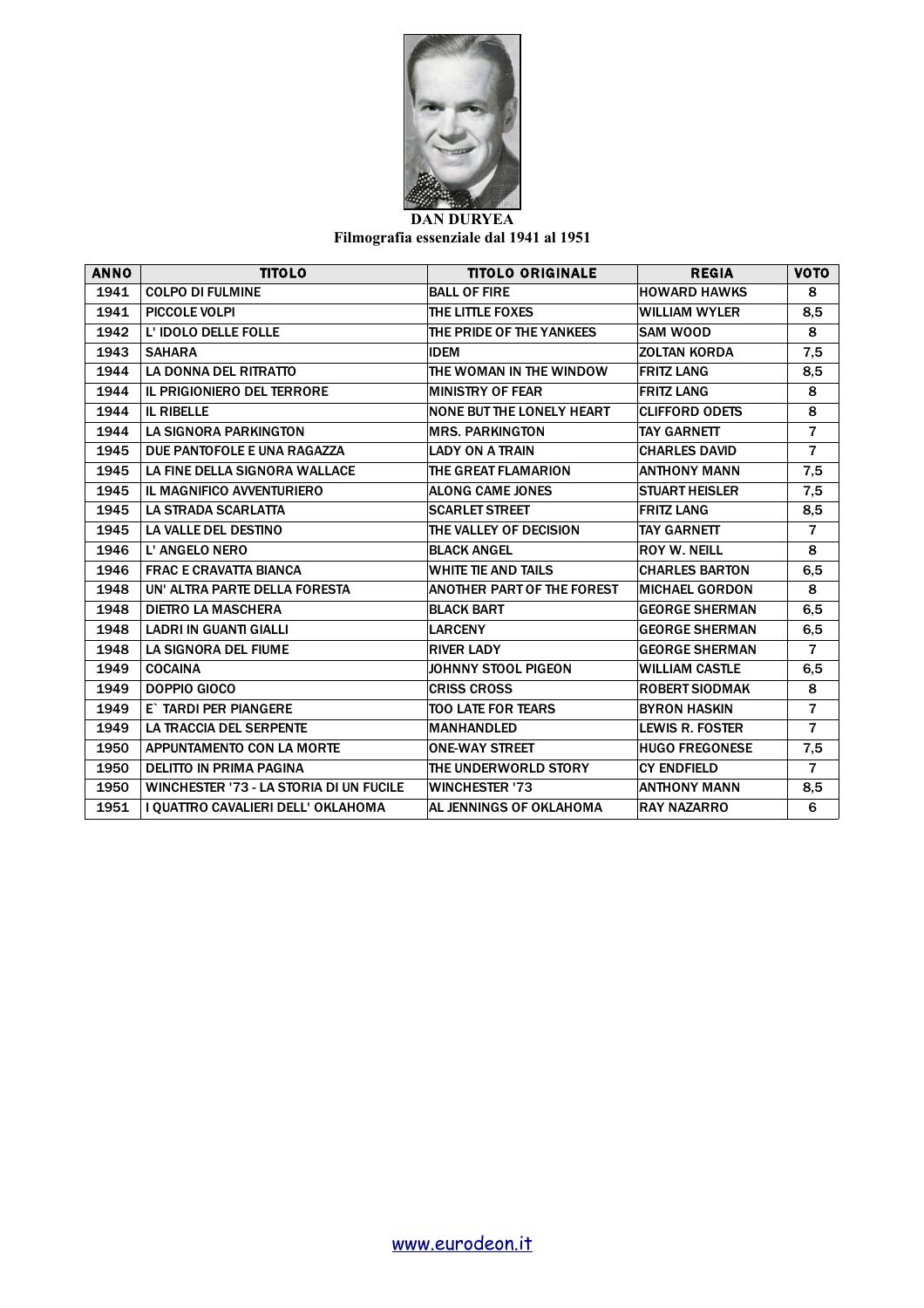**DAN DURYEA**

**Filmografia essenziale dal 1941 al 1951**

| ANNO | TITOLO | TITOLO ORIGINALE | REGIA | VOTO |
|---|---|---|---|---|
| 1941 | COLPO DI FULMINE | BALL OF FIRE | HOWARD HAWKS | 8 |
| 1941 | PICCOLE VOLPI | THE LITTLE FOXES | WILLIAM WYLER | 8,5 |
| 1942 | L' IDOLO DELLE FOLLE | THE PRIDE OF THE YANKEES | SAM WOOD | 8 |
| 1943 | SAHARA | IDEM | ZOLTAN KORDA | 7,5 |
| 1944 | LA DONNA DEL RITRATTO | THE WOMAN IN THE WINDOW | FRITZ LANG | 8,5 |
| 1944 | IL PRIGIONIERO DEL TERRORE | MINISTRY OF FEAR | FRITZ LANG | 8 |
| 1944 | IL RIBELLE | NONE BUT THE LONELY HEART | CLIFFORD ODETS | 8 |
| 1944 | LA SIGNORA PARKINGTON | MRS. PARKINGTON | TAY GARNETT | 7 |
| 1945 | DUE PANTOFOLE E UNA RAGAZZA | LADY ON A TRAIN | CHARLES DAVID | 7 |
| 1945 | LA FINE DELLA SIGNORA WALLACE | THE GREAT FLAMARION | ANTHONY MANN | 7,5 |
| 1945 | IL MAGNIFICO AVVENTURIERO | ALONG CAME JONES | STUART HEISLER | 7,5 |
| 1945 | LA STRADA SCARLATTA | SCARLET STREET | FRITZ LANG | 8,5 |
| 1945 | LA VALLE DEL DESTINO | THE VALLEY OF DECISION | TAY GARNETT | 7 |
| 1946 | L' ANGELO NERO | BLACK ANGEL | ROY W. NEILL | 8 |
| 1946 | FRAC E CRAVATTA BIANCA | WHITE TIE AND TAILS | CHARLES BARTON | 6,5 |
| 1948 | UN' ALTRA PARTE DELLA FORESTA | ANOTHER PART OF THE FOREST | MICHAEL GORDON | 8 |
| 1948 | DIETRO LA MASCHERA | BLACK BART | GEORGE SHERMAN | 6,5 |
| 1948 | LADRI IN GUANTI GIALLI | LARCENY | GEORGE SHERMAN | 6,5 |
| 1948 | LA SIGNORA DEL FIUME | RIVER LADY | GEORGE SHERMAN | 7 |
| 1949 | COCAINA | JOHNNY STOOL PIGEON | WILLIAM CASTLE | 6,5 |
| 1949 | DOPPIO GIOCO | CRISS CROSS | ROBERT SIODMAK | 8 |
| 1949 | E` TARDI PER PIANGERE | TOO LATE FOR TEARS | BYRON HASKIN | 7 |
| 1949 | LA TRACCIA DEL SERPENTE | MANHANDLED | LEWIS R. FOSTER | 7 |
| 1950 | APPUNTAMENTO CON LA MORTE | ONE-WAY STREET | HUGO FREGONESE | 7,5 |
| 1950 | DELITTO IN PRIMA PAGINA | THE UNDERWORLD STORY | CY ENDFIELD | 7 |
| 1950 | WINCHESTER '73 - LA STORIA DI UN FUCILE | WINCHESTER '73 | ANTHONY MANN | 8,5 |
| 1951 | I QUATTRO CAVALIERI DELL' OKLAHOMA | AL JENNINGS OF OKLAHOMA | RAY NAZARRO | 6 |

www.eurodeon.it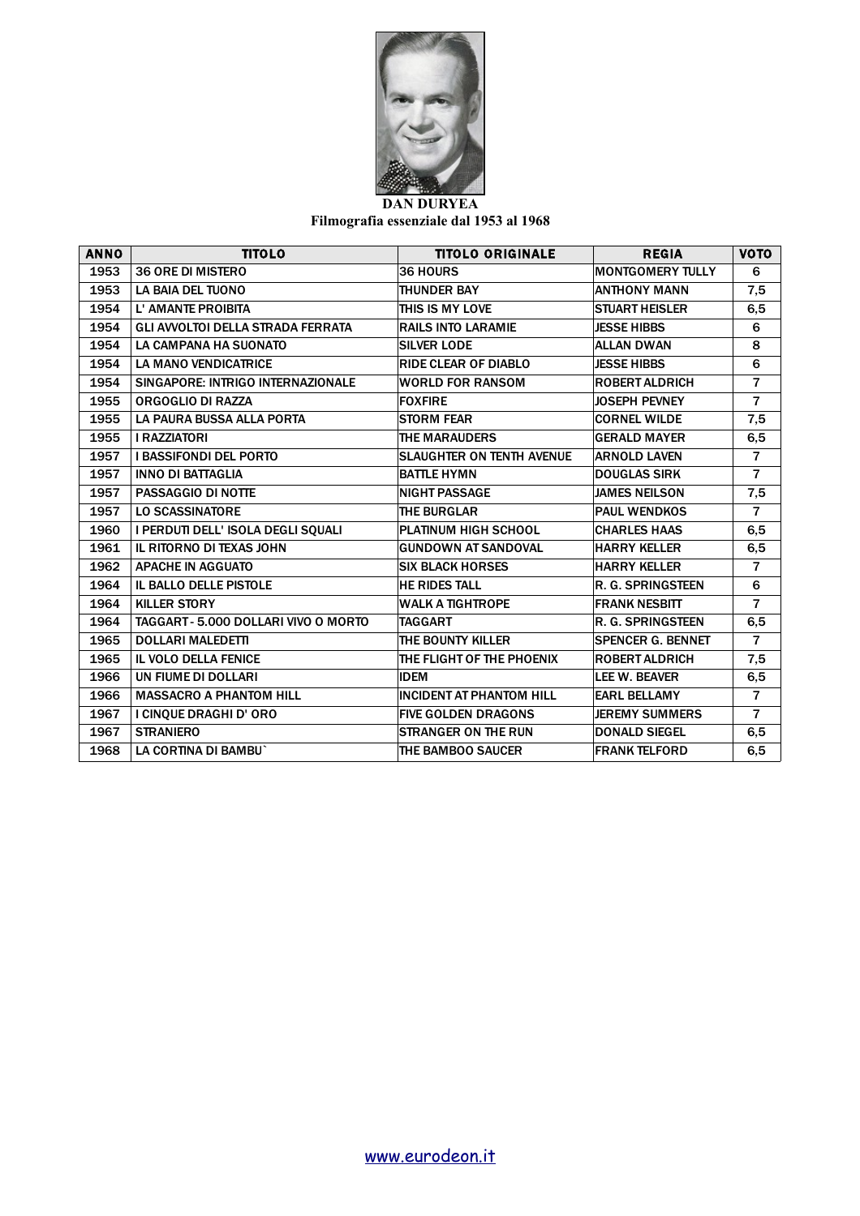**DAN DURYEA**
**Filmografia essenziale dal 1953 al 1968**

| ANNO | TITOLO | TITOLO ORIGINALE | REGIA | VOTO |
|---|---|---|---|---|
| 1953 | 36 ORE DI MISTERO | 36 HOURS | MONTGOMERY TULLY | 6 |
| 1953 | LA BAIA DEL TUONO | THUNDER BAY | ANTHONY MANN | 7,5 |
| 1954 | L' AMANTE PROIBITA | THIS IS MY LOVE | STUART HEISLER | 6,5 |
| 1954 | GLI AVVOLTOI DELLA STRADA FERRATA | RAILS INTO LARAMIE | JESSE HIBBS | 6 |
| 1954 | LA CAMPANA HA SUONATO | SILVER LODE | ALLAN DWAN | 8 |
| 1954 | LA MANO VENDICATRICE | RIDE CLEAR OF DIABLO | JESSE HIBBS | 6 |
| 1954 | SINGAPORE: INTRIGO INTERNAZIONALE | WORLD FOR RANSOM | ROBERT ALDRICH | 7 |
| 1955 | ORGOGLIO DI RAZZA | FOXFIRE | JOSEPH PEVNEY | 7 |
| 1955 | LA PAURA BUSSA ALLA PORTA | STORM FEAR | CORNEL WILDE | 7,5 |
| 1955 | I RAZZIATORI | THE MARAUDERS | GERALD MAYER | 6,5 |
| 1957 | I BASSIFONDI DEL PORTO | SLAUGHTER ON TENTH AVENUE | ARNOLD LAVEN | 7 |
| 1957 | INNO DI BATTAGLIA | BATTLE HYMN | DOUGLAS SIRK | 7 |
| 1957 | PASSAGGIO DI NOTTE | NIGHT PASSAGE | JAMES NEILSON | 7,5 |
| 1957 | LO SCASSINATORE | THE BURGLAR | PAUL WENDKOS | 7 |
| 1960 | I PERDUTI DELL' ISOLA DEGLI SQUALI | PLATINUM HIGH SCHOOL | CHARLES HAAS | 6,5 |
| 1961 | IL RITORNO DI TEXAS JOHN | GUNDOWN AT SANDOVAL | HARRY KELLER | 6,5 |
| 1962 | APACHE IN AGGUATO | SIX BLACK HORSES | HARRY KELLER | 7 |
| 1964 | IL BALLO DELLE PISTOLE | HE RIDES TALL | R. G. SPRINGSTEEN | 6 |
| 1964 | KILLER STORY | WALK A TIGHTROPE | FRANK NESBITT | 7 |
| 1964 | TAGGART - 5.000 DOLLARI VIVO O MORTO | TAGGART | R. G. SPRINGSTEEN | 6,5 |
| 1965 | DOLLARI MALEDETTI | THE BOUNTY KILLER | SPENCER G. BENNET | 7 |
| 1965 | IL VOLO DELLA FENICE | THE FLIGHT OF THE PHOENIX | ROBERT ALDRICH | 7,5 |
| 1966 | UN FIUME DI DOLLARI | IDEM | LEE W. BEAVER | 6,5 |
| 1966 | MASSACRO A PHANTOM HILL | INCIDENT AT PHANTOM HILL | EARL BELLAMY | 7 |
| 1967 | I CINQUE DRAGHI D' ORO | FIVE GOLDEN DRAGONS | JEREMY SUMMERS | 7 |
| 1967 | STRANIERO | STRANGER ON THE RUN | DONALD SIEGEL | 6,5 |
| 1968 | LA CORTINA DI BAMBU` | THE BAMBOO SAUCER | FRANK TELFORD | 6,5 |

www.eurodeon.it